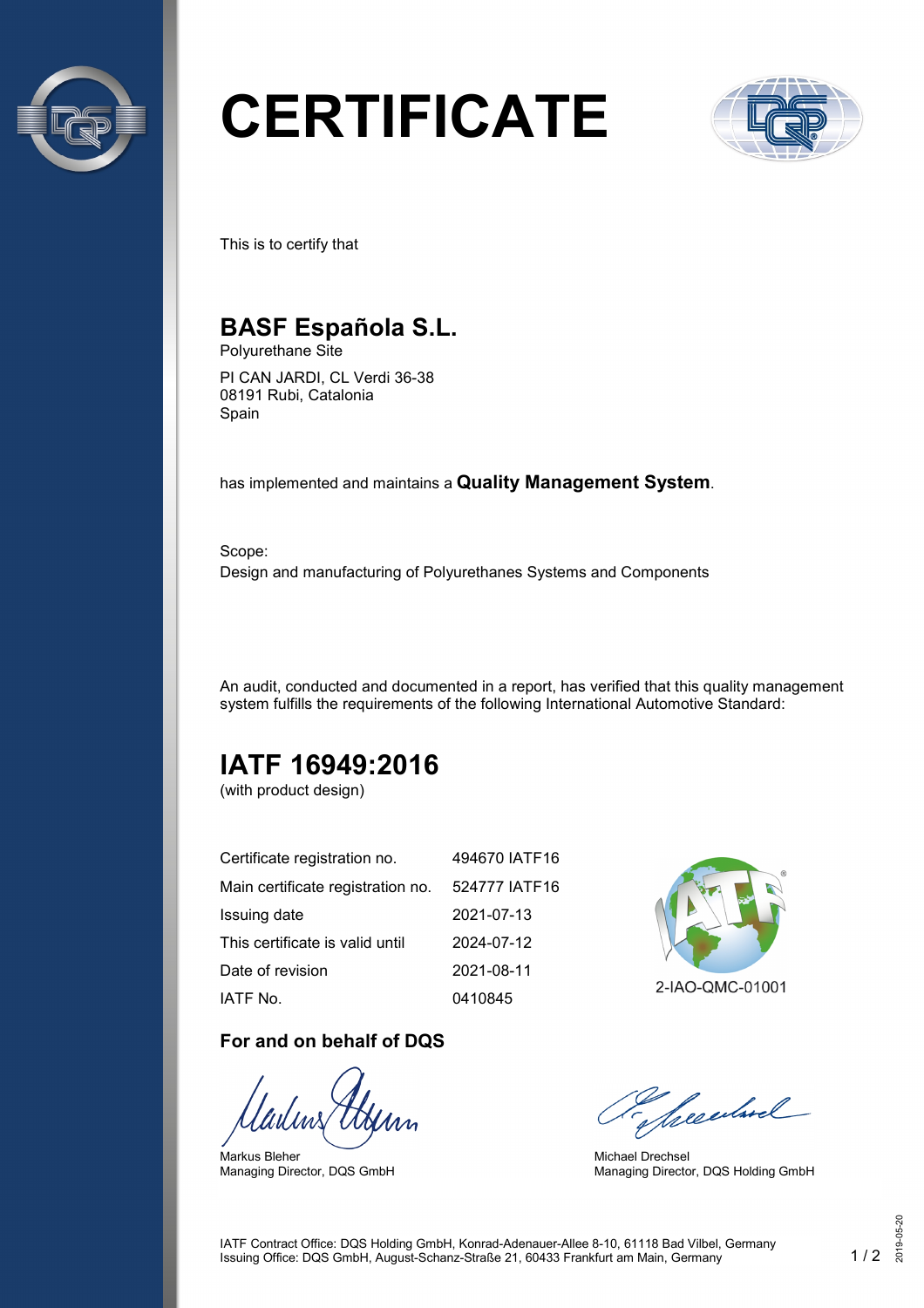# CERTIFICATE

This is to certify that

## BASF Española S.L.

Polyurethane Site

PI CAN JARDI, CL Verdi 36-38
08191 Rubi, Catalonia
Spain

has implemented and maintains a **Quality Management System**.

Scope:
Design and manufacturing of Polyurethanes Systems and Components

An audit, conducted and documented in a report, has verified that this quality management system fulfills the requirements of the following International Automotive Standard:

## IATF 16949:2016

(with product design)

| | |
|---|---|
| Certificate registration no. | 494670 IATF16 |
| Main certificate registration no. | 524777 IATF16 |
| Issuing date | 2021-07-13 |
| This certificate is valid until | 2024-07-12 |
| Date of revision | 2021-08-11 |
| IATF No. | 0410845 |

2-IAO-QMC-01001

### For and on behalf of DQS

Markus Bleher
Managing Director, DQS GmbH

Michael Drechsel
Managing Director, DQS Holding GmbH

IATF Contract Office: DQS Holding GmbH, Konrad-Adenauer-Allee 8-10, 61118 Bad Vilbel, Germany
Issuing Office: DQS GmbH, August-Schanz-Straße 21, 60433 Frankfurt am Main, Germany

2019-05-20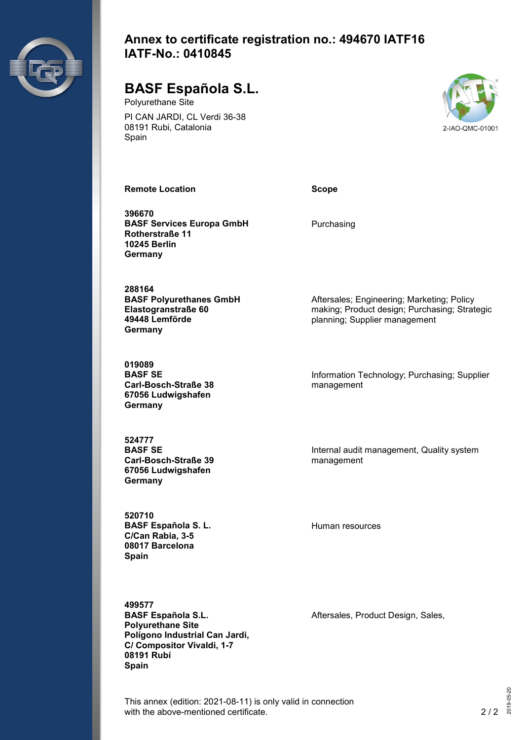## Annex to certificate registration no.: 494670 IATF16
## IATF-No.: 0410845

## BASF Española S.L.

Polyurethane Site

PI CAN JARDI, CL Verdi 36-38
08191 Rubi, Catalonia
Spain

2-IAO-QMC-01001

| Remote Location | Scope |
|---|---|
| **396670**<br>**BASF Services Europa GmbH**<br>**Rotherstraße 11**<br>**10245 Berlin**<br>**Germany** | Purchasing |
| **288164**<br>**BASF Polyurethanes GmbH**<br>**Elastogranstraße 60**<br>**49448 Lemförde**<br>**Germany** | Aftersales; Engineering; Marketing; Policy making; Product design; Purchasing; Strategic planning; Supplier management |
| **019089**<br>**BASF SE**<br>**Carl-Bosch-Straße 38**<br>**67056 Ludwigshafen**<br>**Germany** | Information Technology; Purchasing; Supplier management |
| **524777**<br>**BASF SE**<br>**Carl-Bosch-Straße 39**<br>**67056 Ludwigshafen**<br>**Germany** | Internal audit management, Quality system management |
| **520710**<br>**BASF Española S. L.**<br>**C/Can Rabia, 3-5**<br>**08017 Barcelona**<br>**Spain** | Human resources |
| **499577**<br>**BASF Española S.L.**<br>**Polyurethane Site**<br>**Polígono Industrial Can Jardi,**<br>**C/ Compositor Vivaldi, 1-7**<br>**08191 Rubí**<br>**Spain** | Aftersales, Product Design, Sales, |

This annex (edition: 2021-08-11) is only valid in connection with the above-mentioned certificate.

2019-05-20